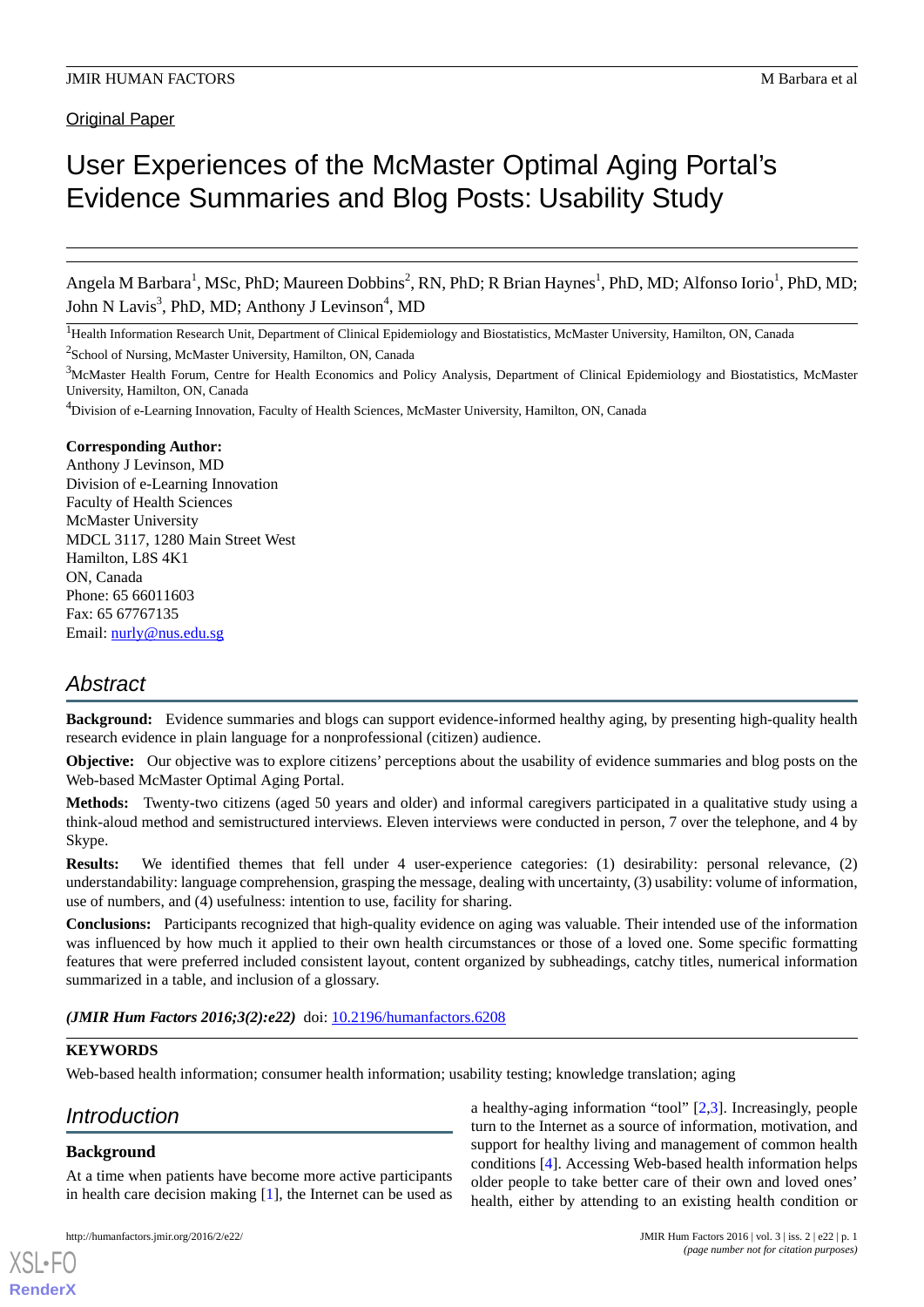Original Paper

# User Experiences of the McMaster Optimal Aging Portal's Evidence Summaries and Blog Posts: Usability Study

Angela M Barbara[1], MSc, PhD; Maureen Dobbins[2], RN, PhD; R Brian Haynes[1], PhD, MD; Alfonso Iorio[1], PhD, MD; John N Lavis[3], PhD, MD; Anthony J Levinson[4], MD

[1]Health Information Research Unit, Department of Clinical Epidemiology and Biostatistics, McMaster University, Hamilton, ON, Canada

[2]School of Nursing, McMaster University, Hamilton, ON, Canada

[3]McMaster Health Forum, Centre for Health Economics and Policy Analysis, Department of Clinical Epidemiology and Biostatistics, McMaster University, Hamilton, ON, Canada

[4]Division of e-Learning Innovation, Faculty of Health Sciences, McMaster University, Hamilton, ON, Canada

**Corresponding Author:**
Anthony J Levinson, MD
Division of e-Learning Innovation
Faculty of Health Sciences
McMaster University
MDCL 3117, 1280 Main Street West
Hamilton, L8S 4K1
ON, Canada
Phone: 65 66011603
Fax: 65 67767135
Email: nurly@nus.edu.sg

## Abstract

**Background:** Evidence summaries and blogs can support evidence-informed healthy aging, by presenting high-quality health research evidence in plain language for a nonprofessional (citizen) audience.

**Objective:** Our objective was to explore citizens' perceptions about the usability of evidence summaries and blog posts on the Web-based McMaster Optimal Aging Portal.

**Methods:** Twenty-two citizens (aged 50 years and older) and informal caregivers participated in a qualitative study using a think-aloud method and semistructured interviews. Eleven interviews were conducted in person, 7 over the telephone, and 4 by Skype.

**Results:** We identified themes that fell under 4 user-experience categories: (1) desirability: personal relevance, (2) understandability: language comprehension, grasping the message, dealing with uncertainty, (3) usability: volume of information, use of numbers, and (4) usefulness: intention to use, facility for sharing.

**Conclusions:** Participants recognized that high-quality evidence on aging was valuable. Their intended use of the information was influenced by how much it applied to their own health circumstances or those of a loved one. Some specific formatting features that were preferred included consistent layout, content organized by subheadings, catchy titles, numerical information summarized in a table, and inclusion of a glossary.

***(JMIR Hum Factors 2016;3(2):e22)*** doi: 10.2196/humanfactors.6208

**KEYWORDS**

Web-based health information; consumer health information; usability testing; knowledge translation; aging

## Introduction

### Background

At a time when patients have become more active participants in health care decision making [1], the Internet can be used as a healthy-aging information "tool" [2,3]. Increasingly, people turn to the Internet as a source of information, motivation, and support for healthy living and management of common health conditions [4]. Accessing Web-based health information helps older people to take better care of their own and loved ones' health, either by attending to an existing health condition or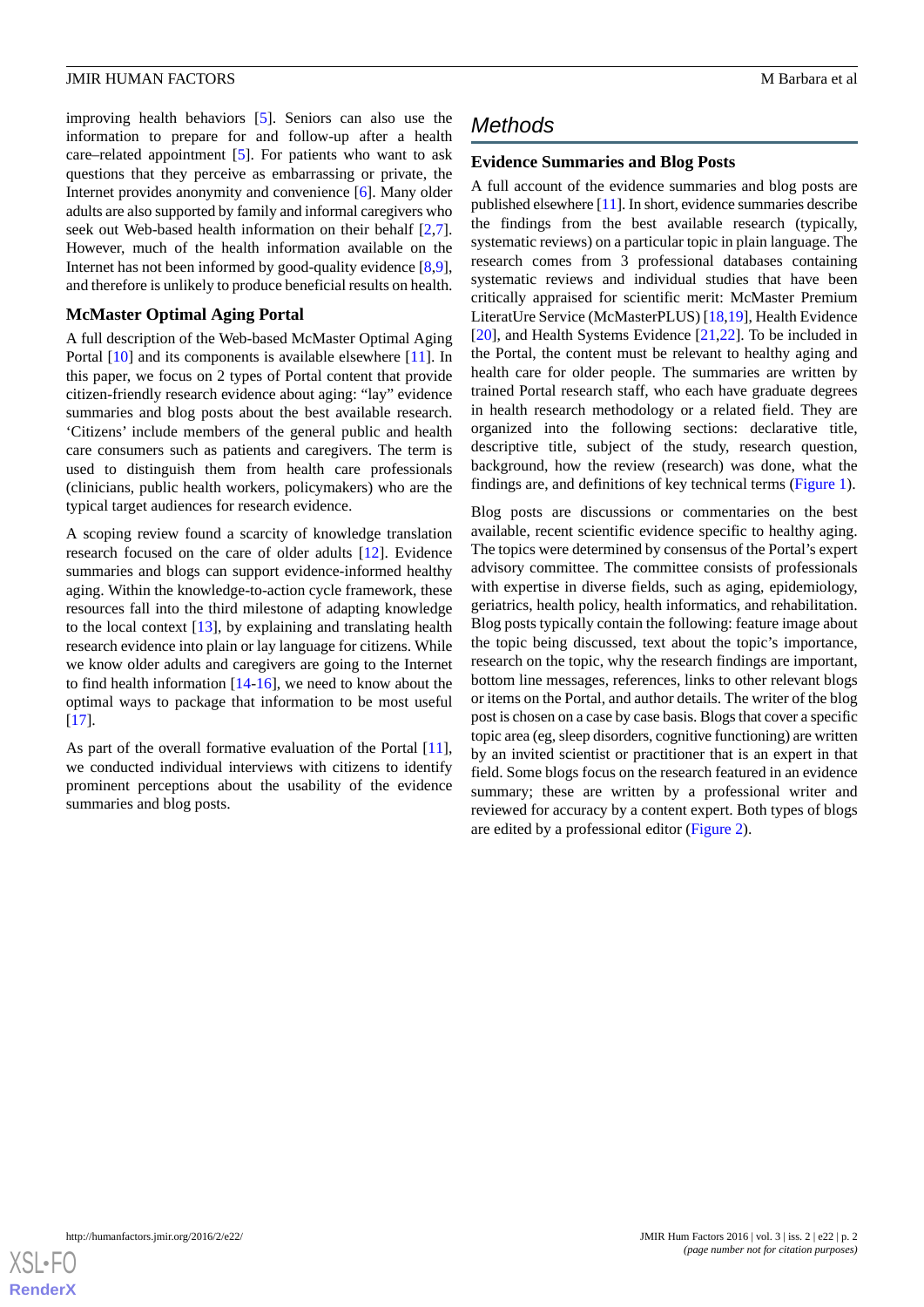improving health behaviors [5]. Seniors can also use the information to prepare for and follow-up after a health care–related appointment [5]. For patients who want to ask questions that they perceive as embarrassing or private, the Internet provides anonymity and convenience [6]. Many older adults are also supported by family and informal caregivers who seek out Web-based health information on their behalf [2,7]. However, much of the health information available on the Internet has not been informed by good-quality evidence [8,9], and therefore is unlikely to produce beneficial results on health.

### McMaster Optimal Aging Portal

A full description of the Web-based McMaster Optimal Aging Portal [10] and its components is available elsewhere [11]. In this paper, we focus on 2 types of Portal content that provide citizen-friendly research evidence about aging: "lay" evidence summaries and blog posts about the best available research. 'Citizens' include members of the general public and health care consumers such as patients and caregivers. The term is used to distinguish them from health care professionals (clinicians, public health workers, policymakers) who are the typical target audiences for research evidence.

A scoping review found a scarcity of knowledge translation research focused on the care of older adults [12]. Evidence summaries and blogs can support evidence-informed healthy aging. Within the knowledge-to-action cycle framework, these resources fall into the third milestone of adapting knowledge to the local context [13], by explaining and translating health research evidence into plain or lay language for citizens. While we know older adults and caregivers are going to the Internet to find health information [14-16], we need to know about the optimal ways to package that information to be most useful [17].

As part of the overall formative evaluation of the Portal [11], we conducted individual interviews with citizens to identify prominent perceptions about the usability of the evidence summaries and blog posts.

## Methods

### Evidence Summaries and Blog Posts

A full account of the evidence summaries and blog posts are published elsewhere [11]. In short, evidence summaries describe the findings from the best available research (typically, systematic reviews) on a particular topic in plain language. The research comes from 3 professional databases containing systematic reviews and individual studies that have been critically appraised for scientific merit: McMaster Premium LiteratUre Service (McMasterPLUS) [18,19], Health Evidence [20], and Health Systems Evidence [21,22]. To be included in the Portal, the content must be relevant to healthy aging and health care for older people. The summaries are written by trained Portal research staff, who each have graduate degrees in health research methodology or a related field. They are organized into the following sections: declarative title, descriptive title, subject of the study, research question, background, how the review (research) was done, what the findings are, and definitions of key technical terms (Figure 1).

Blog posts are discussions or commentaries on the best available, recent scientific evidence specific to healthy aging. The topics were determined by consensus of the Portal's expert advisory committee. The committee consists of professionals with expertise in diverse fields, such as aging, epidemiology, geriatrics, health policy, health informatics, and rehabilitation. Blog posts typically contain the following: feature image about the topic being discussed, text about the topic's importance, research on the topic, why the research findings are important, bottom line messages, references, links to other relevant blogs or items on the Portal, and author details. The writer of the blog post is chosen on a case by case basis. Blogs that cover a specific topic area (eg, sleep disorders, cognitive functioning) are written by an invited scientist or practitioner that is an expert in that field. Some blogs focus on the research featured in an evidence summary; these are written by a professional writer and reviewed for accuracy by a content expert. Both types of blogs are edited by a professional editor (Figure 2).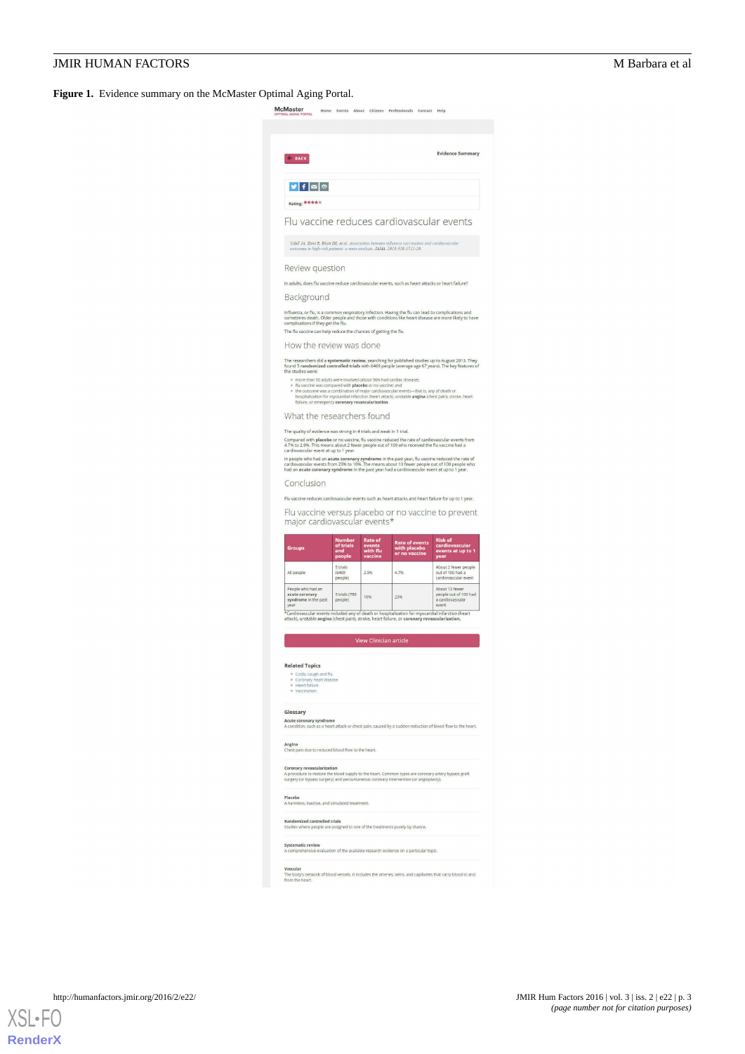**Figure 1.** Evidence summary on the McMaster Optimal Aging Portal.

McMaster OPTIMAL AGING PORTAL Home Events About Citizens Professionals Contact Help

BACK

Evidence Summary

Rating: ★★★★★

# Flu vaccine reduces cardiovascular events

Udell JA, Zawi R, Bhatt DL, et al. Association between influenza vaccination and cardiovascular outcomes in high-risk patients: a meta-analysis. JAMA. 2013;310:1711-20.

## Review question

In adults, does flu vaccine reduce cardiovascular events, such as heart attacks or heart failure?

## Background

Influenza, or flu, is a common respiratory infection. Having the flu can lead to complications and sometimes death. Older people and those with conditions like heart disease are more likely to have complications if they get the flu.

The flu vaccine can help reduce the chances of getting the flu.

## How the review was done

The researchers did a **systematic review**, searching for published studies up to August 2013. They found 5 **randomized controlled trials** with 6469 people (average age 67 years). The key features of the studies were:

- more than 50 adults were involved (about 36% had cardiac disease);
- flu vaccine was compared with **placebo** or no vaccine; and
- the outcome was a combination of major cardiovascular events—that is, any of death or hospitalization for myocardial infarction (heart attack), unstable **angina** (chest pain), stroke, heart failure, or emergency **coronary revascularization**.

## What the researchers found

The quality of evidence was strong in 4 trials and weak in 1 trial.

Compared with **placebo** or no vaccine, flu vaccine reduced the rate of cardiovascular events from 4.7% to 2.9%. This means about 2 fewer people out of 100 who received the flu vaccine had a cardiovascular event at up to 1 year.

In people who had an **acute coronary syndrome** in the past year, flu vaccine reduced the rate of cardiovascular events from 23% to 10%. The means about 13 fewer people out of 100 people who had an **acute coronary syndrome** in the past year had a cardiovascular event at up to 1 year.

## Conclusion

Flu vaccine reduces cardiovascular events such as heart attacks and heart failure for up to 1 year.

## Flu vaccine versus placebo or no vaccine to prevent major cardiovascular events*

| Groups | Number of trials and people | Rate of events with flu vaccine | Rate of events with placebo or no vaccine | Risk of cardiovascular events at up to 1 year |
|---|---|---|---|---|
| All people | 5 trials (6469 people) | 2.9% | 4.7% | About 2 fewer people out of 100 had a cardiovascular event |
| People who had an **acute coronary syndrome** in the past year | 5 trials (780 people) | 10% | 23% | About 13 fewer people out of 100 had a cardiovascular event |

*Cardiovascular events included any of death or hospitalization for myocardial infarction (heart attack), unstable **angina** (chest pain), stroke, heart failure, or **coronary revascularization**.

View Clinician article

**Related Topics**

- Colds, cough and flu
- Coronary heart disease
- Heart failure
- Vaccination

**Glossary**

**Acute coronary syndrome**
A condition, such as a heart attack or chest pain, caused by a sudden reduction of blood flow to the heart.

**Angina**
Chest pain due to reduced blood flow to the heart.

**Coronary revascularization**
A procedure to restore the blood supply to the heart. Common types are coronary artery bypass graft surgery (or bypass surgery) and percutaneous coronary intervention (or angioplasty).

**Placebo**
A harmless, inactive, and simulated treatment.

**Randomized controlled trials**
Studies where people are assigned to one of the treatments purely by chance.

**Systematic review**
A comprehensive evaluation of the available research evidence on a particular topic.

**Vascular**
The body's network of blood vessels. It includes the arteries, veins, and capillaries that carry blood to and from the heart.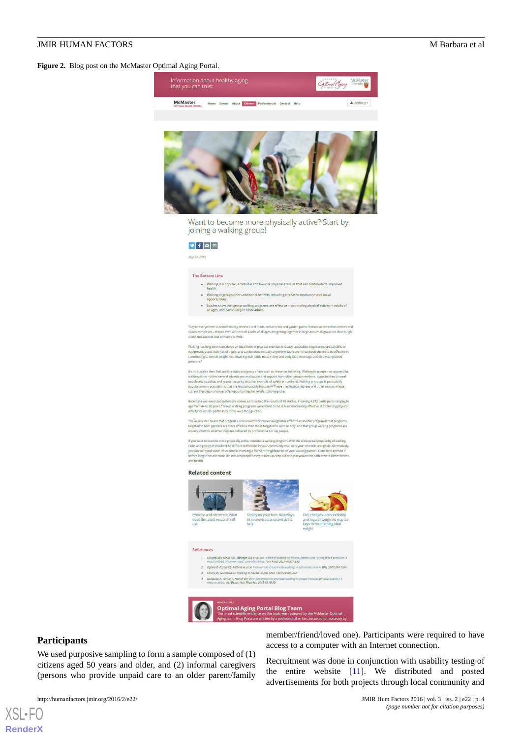**Figure 2.** Blog post on the McMaster Optimal Aging Portal.

## Participants

We used purposive sampling to form a sample composed of (1) citizens aged 50 years and older, and (2) informal caregivers (persons who provide unpaid care to an older parent/family member/friend/loved one). Participants were required to have access to a computer with an Internet connection.

Recruitment was done in conjunction with usability testing of the entire website [11]. We distributed and posted advertisements for both projects through local community and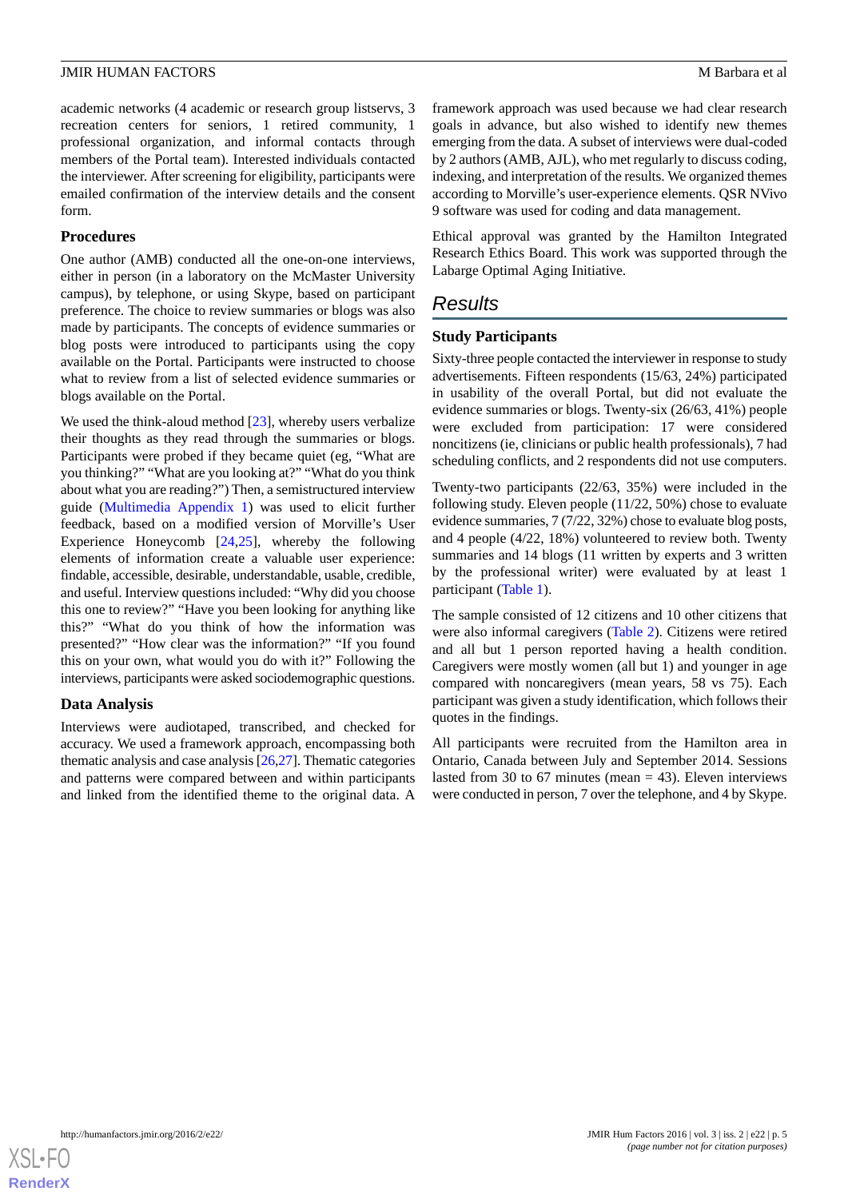academic networks (4 academic or research group listservs, 3 recreation centers for seniors, 1 retired community, 1 professional organization, and informal contacts through members of the Portal team). Interested individuals contacted the interviewer. After screening for eligibility, participants were emailed confirmation of the interview details and the consent form.

### Procedures

One author (AMB) conducted all the one-on-one interviews, either in person (in a laboratory on the McMaster University campus), by telephone, or using Skype, based on participant preference. The choice to review summaries or blogs was also made by participants. The concepts of evidence summaries or blog posts were introduced to participants using the copy available on the Portal. Participants were instructed to choose what to review from a list of selected evidence summaries or blogs available on the Portal.

We used the think-aloud method [23], whereby users verbalize their thoughts as they read through the summaries or blogs. Participants were probed if they became quiet (eg, "What are you thinking?" "What are you looking at?" "What do you think about what you are reading?") Then, a semistructured interview guide (Multimedia Appendix 1) was used to elicit further feedback, based on a modified version of Morville's User Experience Honeycomb [24,25], whereby the following elements of information create a valuable user experience: findable, accessible, desirable, understandable, usable, credible, and useful. Interview questions included: "Why did you choose this one to review?" "Have you been looking for anything like this?" "What do you think of how the information was presented?" "How clear was the information?" "If you found this on your own, what would you do with it?" Following the interviews, participants were asked sociodemographic questions.

### Data Analysis

Interviews were audiotaped, transcribed, and checked for accuracy. We used a framework approach, encompassing both thematic analysis and case analysis [26,27]. Thematic categories and patterns were compared between and within participants and linked from the identified theme to the original data. A framework approach was used because we had clear research goals in advance, but also wished to identify new themes emerging from the data. A subset of interviews were dual-coded by 2 authors (AMB, AJL), who met regularly to discuss coding, indexing, and interpretation of the results. We organized themes according to Morville's user-experience elements. QSR NVivo 9 software was used for coding and data management.

Ethical approval was granted by the Hamilton Integrated Research Ethics Board. This work was supported through the Labarge Optimal Aging Initiative.

## Results

### Study Participants

Sixty-three people contacted the interviewer in response to study advertisements. Fifteen respondents (15/63, 24%) participated in usability of the overall Portal, but did not evaluate the evidence summaries or blogs. Twenty-six (26/63, 41%) people were excluded from participation: 17 were considered noncitizens (ie, clinicians or public health professionals), 7 had scheduling conflicts, and 2 respondents did not use computers.

Twenty-two participants (22/63, 35%) were included in the following study. Eleven people (11/22, 50%) chose to evaluate evidence summaries, 7 (7/22, 32%) chose to evaluate blog posts, and 4 people (4/22, 18%) volunteered to review both. Twenty summaries and 14 blogs (11 written by experts and 3 written by the professional writer) were evaluated by at least 1 participant (Table 1).

The sample consisted of 12 citizens and 10 other citizens that were also informal caregivers (Table 2). Citizens were retired and all but 1 person reported having a health condition. Caregivers were mostly women (all but 1) and younger in age compared with noncaregivers (mean years, 58 vs 75). Each participant was given a study identification, which follows their quotes in the findings.

All participants were recruited from the Hamilton area in Ontario, Canada between July and September 2014. Sessions lasted from 30 to 67 minutes (mean = 43). Eleven interviews were conducted in person, 7 over the telephone, and 4 by Skype.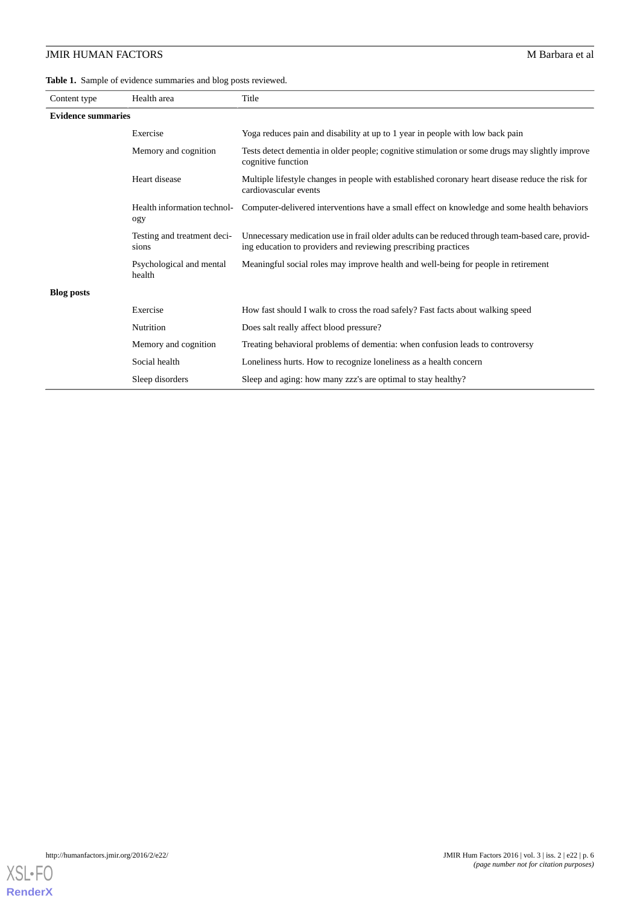**Table 1.** Sample of evidence summaries and blog posts reviewed.

| Content type | Health area | Title |
|---|---|---|
| **Evidence summaries** | | |
| | Exercise | Yoga reduces pain and disability at up to 1 year in people with low back pain |
| | Memory and cognition | Tests detect dementia in older people; cognitive stimulation or some drugs may slightly improve cognitive function |
| | Heart disease | Multiple lifestyle changes in people with established coronary heart disease reduce the risk for cardiovascular events |
| | Health information technology | Computer-delivered interventions have a small effect on knowledge and some health behaviors |
| | Testing and treatment decisions | Unnecessary medication use in frail older adults can be reduced through team-based care, providing education to providers and reviewing prescribing practices |
| | Psychological and mental health | Meaningful social roles may improve health and well-being for people in retirement |
| **Blog posts** | | |
| | Exercise | How fast should I walk to cross the road safely? Fast facts about walking speed |
| | Nutrition | Does salt really affect blood pressure? |
| | Memory and cognition | Treating behavioral problems of dementia: when confusion leads to controversy |
| | Social health | Loneliness hurts. How to recognize loneliness as a health concern |
| | Sleep disorders | Sleep and aging: how many zzz's are optimal to stay healthy? |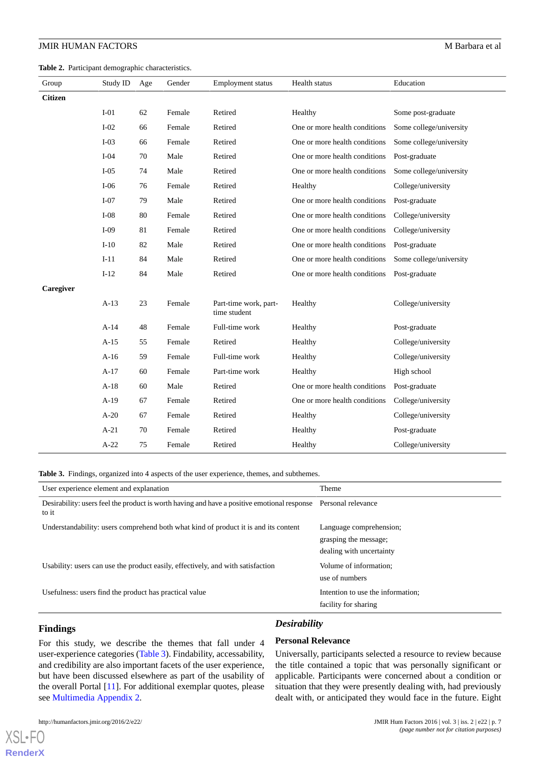**Table 2.** Participant demographic characteristics.

| Group | Study ID | Age | Gender | Employment status | Health status | Education |
|---|---|---|---|---|---|---|
| **Citizen** | | | | | | |
| | I-01 | 62 | Female | Retired | Healthy | Some post-graduate |
| | I-02 | 66 | Female | Retired | One or more health conditions | Some college/university |
| | I-03 | 66 | Female | Retired | One or more health conditions | Some college/university |
| | I-04 | 70 | Male | Retired | One or more health conditions | Post-graduate |
| | I-05 | 74 | Male | Retired | One or more health conditions | Some college/university |
| | I-06 | 76 | Female | Retired | Healthy | College/university |
| | I-07 | 79 | Male | Retired | One or more health conditions | Post-graduate |
| | I-08 | 80 | Female | Retired | One or more health conditions | College/university |
| | I-09 | 81 | Female | Retired | One or more health conditions | College/university |
| | I-10 | 82 | Male | Retired | One or more health conditions | Post-graduate |
| | I-11 | 84 | Male | Retired | One or more health conditions | Some college/university |
| | I-12 | 84 | Male | Retired | One or more health conditions | Post-graduate |
| **Caregiver** | | | | | | |
| | A-13 | 23 | Female | Part-time work, part-time student | Healthy | College/university |
| | A-14 | 48 | Female | Full-time work | Healthy | Post-graduate |
| | A-15 | 55 | Female | Retired | Healthy | College/university |
| | A-16 | 59 | Female | Full-time work | Healthy | College/university |
| | A-17 | 60 | Female | Part-time work | Healthy | High school |
| | A-18 | 60 | Male | Retired | One or more health conditions | Post-graduate |
| | A-19 | 67 | Female | Retired | One or more health conditions | College/university |
| | A-20 | 67 | Female | Retired | Healthy | College/university |
| | A-21 | 70 | Female | Retired | Healthy | Post-graduate |
| | A-22 | 75 | Female | Retired | Healthy | College/university |

**Table 3.** Findings, organized into 4 aspects of the user experience, themes, and subthemes.

| User experience element and explanation | Theme |
|---|---|
| Desirability: users feel the product is worth having and have a positive emotional response to it | Personal relevance |
| Understandability: users comprehend both what kind of product it is and its content | Language comprehension; grasping the message; dealing with uncertainty |
| Usability: users can use the product easily, effectively, and with satisfaction | Volume of information; use of numbers |
| Usefulness: users find the product has practical value | Intention to use the information; facility for sharing |

## Findings

For this study, we describe the themes that fall under 4 user-experience categories (Table 3). Findability, accessability, and credibility are also important facets of the user experience, but have been discussed elsewhere as part of the usability of the overall Portal [11]. For additional exemplar quotes, please see Multimedia Appendix 2.

### *Desirability*

#### Personal Relevance

Universally, participants selected a resource to review because the title contained a topic that was personally significant or applicable. Participants were concerned about a condition or situation that they were presently dealing with, had previously dealt with, or anticipated they would face in the future. Eight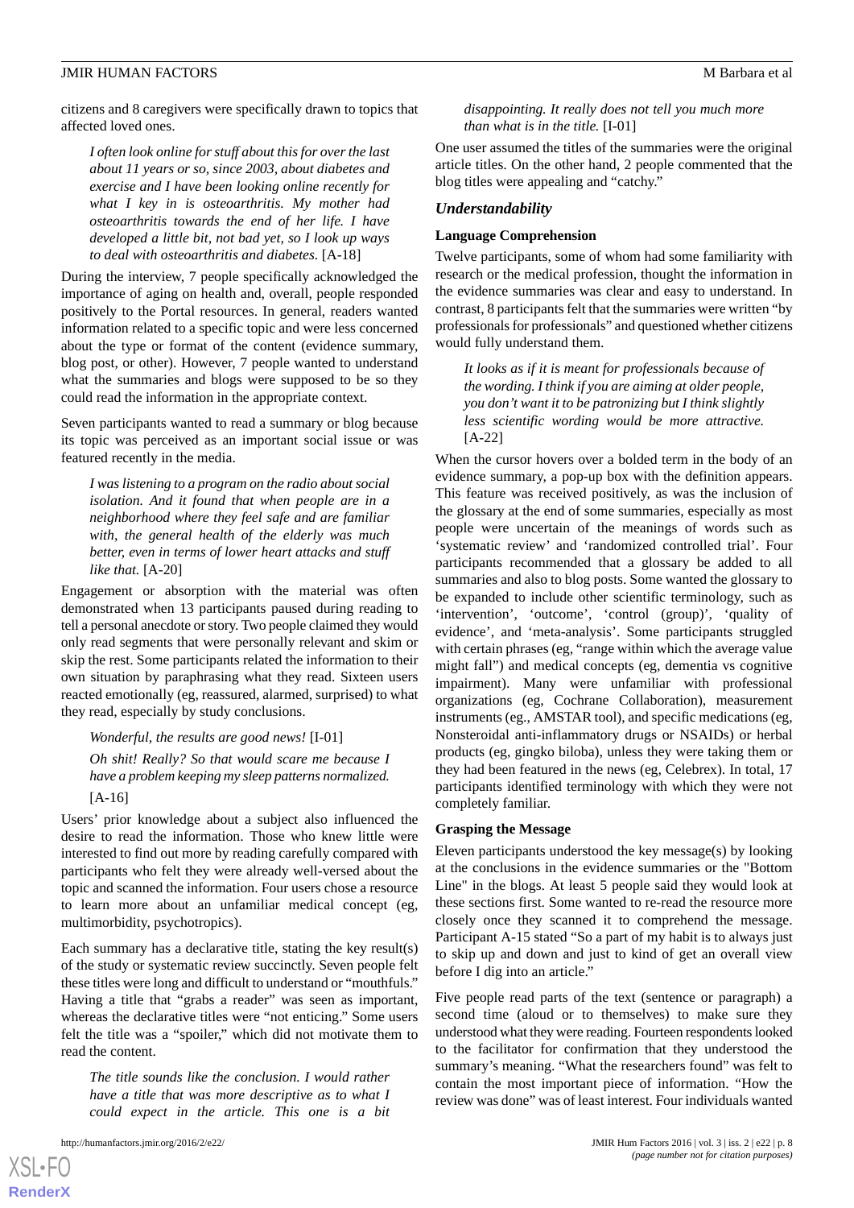citizens and 8 caregivers were specifically drawn to topics that affected loved ones.

> *I often look online for stuff about this for over the last about 11 years or so, since 2003, about diabetes and exercise and I have been looking online recently for what I key in is osteoarthritis. My mother had osteoarthritis towards the end of her life. I have developed a little bit, not bad yet, so I look up ways to deal with osteoarthritis and diabetes.* [A-18]

During the interview, 7 people specifically acknowledged the importance of aging on health and, overall, people responded positively to the Portal resources. In general, readers wanted information related to a specific topic and were less concerned about the type or format of the content (evidence summary, blog post, or other). However, 7 people wanted to understand what the summaries and blogs were supposed to be so they could read the information in the appropriate context.

Seven participants wanted to read a summary or blog because its topic was perceived as an important social issue or was featured recently in the media.

> *I was listening to a program on the radio about social isolation. And it found that when people are in a neighborhood where they feel safe and are familiar with, the general health of the elderly was much better, even in terms of lower heart attacks and stuff like that.* [A-20]

Engagement or absorption with the material was often demonstrated when 13 participants paused during reading to tell a personal anecdote or story. Two people claimed they would only read segments that were personally relevant and skim or skip the rest. Some participants related the information to their own situation by paraphrasing what they read. Sixteen users reacted emotionally (eg, reassured, alarmed, surprised) to what they read, especially by study conclusions.

> *Wonderful, the results are good news!* [I-01]
>
> *Oh shit! Really? So that would scare me because I have a problem keeping my sleep patterns normalized.* [A-16]

Users' prior knowledge about a subject also influenced the desire to read the information. Those who knew little were interested to find out more by reading carefully compared with participants who felt they were already well-versed about the topic and scanned the information. Four users chose a resource to learn more about an unfamiliar medical concept (eg, multimorbidity, psychotropics).

Each summary has a declarative title, stating the key result(s) of the study or systematic review succinctly. Seven people felt these titles were long and difficult to understand or "mouthfuls." Having a title that "grabs a reader" was seen as important, whereas the declarative titles were "not enticing." Some users felt the title was a "spoiler," which did not motivate them to read the content.

> *The title sounds like the conclusion. I would rather have a title that was more descriptive as to what I could expect in the article. This one is a bit disappointing. It really does not tell you much more than what is in the title.* [I-01]

One user assumed the titles of the summaries were the original article titles. On the other hand, 2 people commented that the blog titles were appealing and "catchy."

### *Understandability*

#### Language Comprehension

Twelve participants, some of whom had some familiarity with research or the medical profession, thought the information in the evidence summaries was clear and easy to understand. In contrast, 8 participants felt that the summaries were written "by professionals for professionals" and questioned whether citizens would fully understand them.

> *It looks as if it is meant for professionals because of the wording. I think if you are aiming at older people, you don't want it to be patronizing but I think slightly less scientific wording would be more attractive.* [A-22]

When the cursor hovers over a bolded term in the body of an evidence summary, a pop-up box with the definition appears. This feature was received positively, as was the inclusion of the glossary at the end of some summaries, especially as most people were uncertain of the meanings of words such as 'systematic review' and 'randomized controlled trial'. Four participants recommended that a glossary be added to all summaries and also to blog posts. Some wanted the glossary to be expanded to include other scientific terminology, such as 'intervention', 'outcome', 'control (group)', 'quality of evidence', and 'meta-analysis'. Some participants struggled with certain phrases (eg, "range within which the average value might fall") and medical concepts (eg, dementia vs cognitive impairment). Many were unfamiliar with professional organizations (eg, Cochrane Collaboration), measurement instruments (eg., AMSTAR tool), and specific medications (eg, Nonsteroidal anti-inflammatory drugs or NSAIDs) or herbal products (eg, gingko biloba), unless they were taking them or they had been featured in the news (eg, Celebrex). In total, 17 participants identified terminology with which they were not completely familiar.

#### Grasping the Message

Eleven participants understood the key message(s) by looking at the conclusions in the evidence summaries or the "Bottom Line" in the blogs. At least 5 people said they would look at these sections first. Some wanted to re-read the resource more closely once they scanned it to comprehend the message. Participant A-15 stated "So a part of my habit is to always just to skip up and down and just to kind of get an overall view before I dig into an article."

Five people read parts of the text (sentence or paragraph) a second time (aloud or to themselves) to make sure they understood what they were reading. Fourteen respondents looked to the facilitator for confirmation that they understood the summary's meaning. "What the researchers found" was felt to contain the most important piece of information. "How the review was done" was of least interest. Four individuals wanted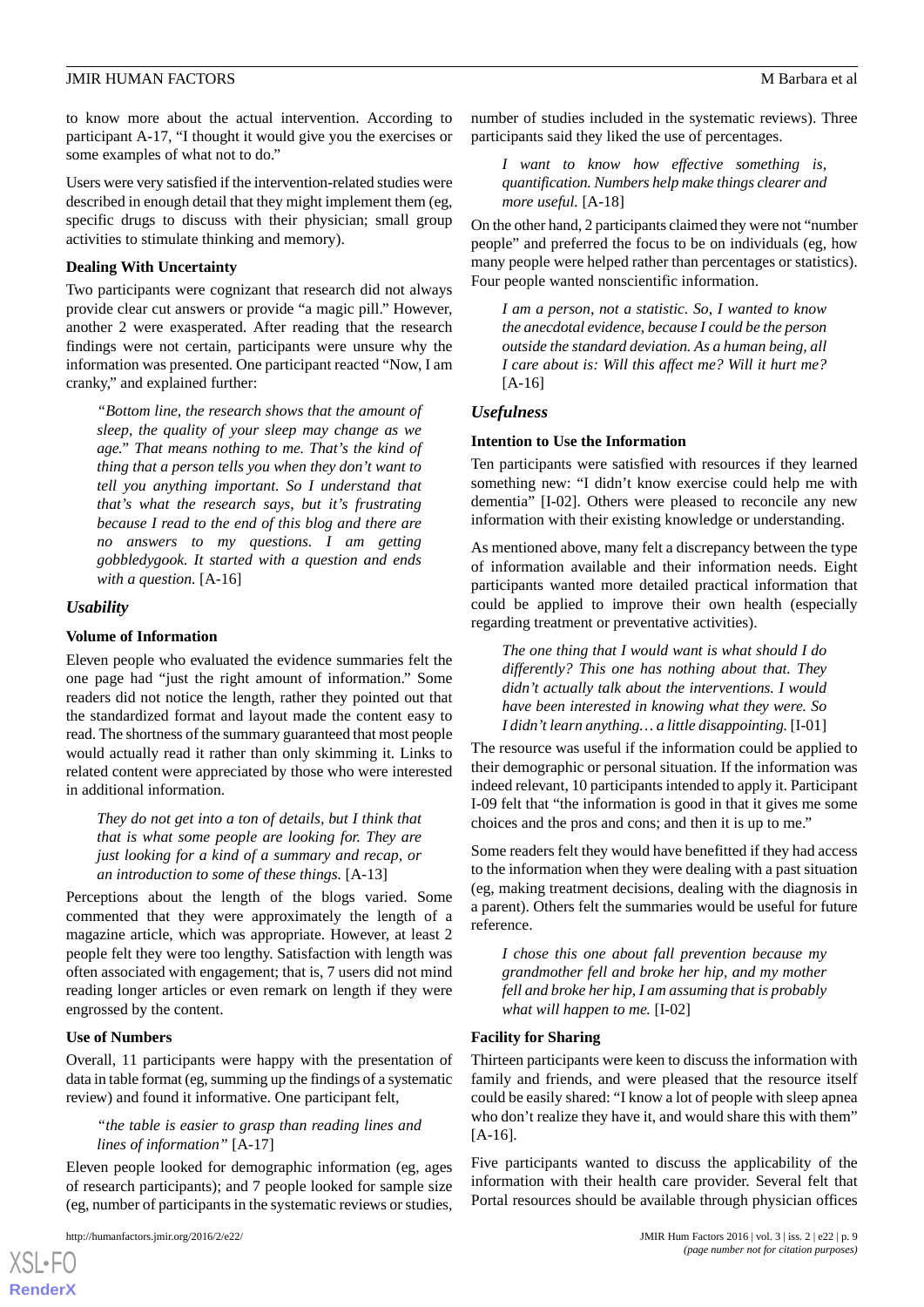to know more about the actual intervention. According to participant A-17, "I thought it would give you the exercises or some examples of what not to do."

Users were very satisfied if the intervention-related studies were described in enough detail that they might implement them (eg, specific drugs to discuss with their physician; small group activities to stimulate thinking and memory).

#### Dealing With Uncertainty

Two participants were cognizant that research did not always provide clear cut answers or provide "a magic pill." However, another 2 were exasperated. After reading that the research findings were not certain, participants were unsure why the information was presented. One participant reacted "Now, I am cranky," and explained further:

> *"Bottom line, the research shows that the amount of sleep, the quality of your sleep may change as we age." That means nothing to me. That's the kind of thing that a person tells you when they don't want to tell you anything important. So I understand that that's what the research says, but it's frustrating because I read to the end of this blog and there are no answers to my questions. I am getting gobbledygook. It started with a question and ends with a question.* [A-16]

### Usability

#### Volume of Information

Eleven people who evaluated the evidence summaries felt the one page had "just the right amount of information." Some readers did not notice the length, rather they pointed out that the standardized format and layout made the content easy to read. The shortness of the summary guaranteed that most people would actually read it rather than only skimming it. Links to related content were appreciated by those who were interested in additional information.

> *They do not get into a ton of details, but I think that that is what some people are looking for. They are just looking for a kind of a summary and recap, or an introduction to some of these things.* [A-13]

Perceptions about the length of the blogs varied. Some commented that they were approximately the length of a magazine article, which was appropriate. However, at least 2 people felt they were too lengthy. Satisfaction with length was often associated with engagement; that is, 7 users did not mind reading longer articles or even remark on length if they were engrossed by the content.

#### Use of Numbers

Overall, 11 participants were happy with the presentation of data in table format (eg, summing up the findings of a systematic review) and found it informative. One participant felt,

> *"the table is easier to grasp than reading lines and lines of information"* [A-17]

Eleven people looked for demographic information (eg, ages of research participants); and 7 people looked for sample size (eg, number of participants in the systematic reviews or studies, number of studies included in the systematic reviews). Three participants said they liked the use of percentages.

> *I want to know how effective something is, quantification. Numbers help make things clearer and more useful.* [A-18]

On the other hand, 2 participants claimed they were not "number people" and preferred the focus to be on individuals (eg, how many people were helped rather than percentages or statistics). Four people wanted nonscientific information.

> *I am a person, not a statistic. So, I wanted to know the anecdotal evidence, because I could be the person outside the standard deviation. As a human being, all I care about is: Will this affect me? Will it hurt me?* [A-16]

### Usefulness

#### Intention to Use the Information

Ten participants were satisfied with resources if they learned something new: "I didn't know exercise could help me with dementia" [I-02]. Others were pleased to reconcile any new information with their existing knowledge or understanding.

As mentioned above, many felt a discrepancy between the type of information available and their information needs. Eight participants wanted more detailed practical information that could be applied to improve their own health (especially regarding treatment or preventative activities).

> *The one thing that I would want is what should I do differently? This one has nothing about that. They didn't actually talk about the interventions. I would have been interested in knowing what they were. So I didn't learn anything… a little disappointing.* [I-01]

The resource was useful if the information could be applied to their demographic or personal situation. If the information was indeed relevant, 10 participants intended to apply it. Participant I-09 felt that "the information is good in that it gives me some choices and the pros and cons; and then it is up to me."

Some readers felt they would have benefitted if they had access to the information when they were dealing with a past situation (eg, making treatment decisions, dealing with the diagnosis in a parent). Others felt the summaries would be useful for future reference.

> *I chose this one about fall prevention because my grandmother fell and broke her hip, and my mother fell and broke her hip, I am assuming that is probably what will happen to me.* [I-02]

#### Facility for Sharing

Thirteen participants were keen to discuss the information with family and friends, and were pleased that the resource itself could be easily shared: "I know a lot of people with sleep apnea who don't realize they have it, and would share this with them" [A-16].

Five participants wanted to discuss the applicability of the information with their health care provider. Several felt that Portal resources should be available through physician offices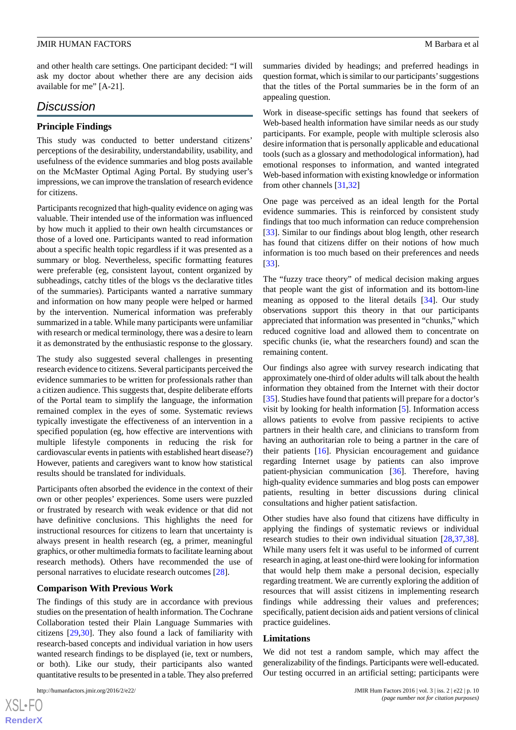and other health care settings. One participant decided: "I will ask my doctor about whether there are any decision aids available for me" [A-21].

## Discussion

### Principle Findings

This study was conducted to better understand citizens' perceptions of the desirability, understandability, usability, and usefulness of the evidence summaries and blog posts available on the McMaster Optimal Aging Portal. By studying user's impressions, we can improve the translation of research evidence for citizens.

Participants recognized that high-quality evidence on aging was valuable. Their intended use of the information was influenced by how much it applied to their own health circumstances or those of a loved one. Participants wanted to read information about a specific health topic regardless if it was presented as a summary or blog. Nevertheless, specific formatting features were preferable (eg, consistent layout, content organized by subheadings, catchy titles of the blogs vs the declarative titles of the summaries). Participants wanted a narrative summary and information on how many people were helped or harmed by the intervention. Numerical information was preferably summarized in a table. While many participants were unfamiliar with research or medical terminology, there was a desire to learn it as demonstrated by the enthusiastic response to the glossary.

The study also suggested several challenges in presenting research evidence to citizens. Several participants perceived the evidence summaries to be written for professionals rather than a citizen audience. This suggests that, despite deliberate efforts of the Portal team to simplify the language, the information remained complex in the eyes of some. Systematic reviews typically investigate the effectiveness of an intervention in a specified population (eg, how effective are interventions with multiple lifestyle components in reducing the risk for cardiovascular events in patients with established heart disease?) However, patients and caregivers want to know how statistical results should be translated for individuals.

Participants often absorbed the evidence in the context of their own or other peoples' experiences. Some users were puzzled or frustrated by research with weak evidence or that did not have definitive conclusions. This highlights the need for instructional resources for citizens to learn that uncertainty is always present in health research (eg, a primer, meaningful graphics, or other multimedia formats to facilitate learning about research methods). Others have recommended the use of personal narratives to elucidate research outcomes [28].

### Comparison With Previous Work

The findings of this study are in accordance with previous studies on the presentation of health information. The Cochrane Collaboration tested their Plain Language Summaries with citizens [29,30]. They also found a lack of familiarity with research-based concepts and individual variation in how users wanted research findings to be displayed (ie, text or numbers, or both). Like our study, their participants also wanted quantitative results to be presented in a table. They also preferred summaries divided by headings; and preferred headings in question format, which is similar to our participants' suggestions that the titles of the Portal summaries be in the form of an appealing question.

Work in disease-specific settings has found that seekers of Web-based health information have similar needs as our study participants. For example, people with multiple sclerosis also desire information that is personally applicable and educational tools (such as a glossary and methodological information), had emotional responses to information, and wanted integrated Web-based information with existing knowledge or information from other channels [31,32]

One page was perceived as an ideal length for the Portal evidence summaries. This is reinforced by consistent study findings that too much information can reduce comprehension [33]. Similar to our findings about blog length, other research has found that citizens differ on their notions of how much information is too much based on their preferences and needs [33].

The "fuzzy trace theory" of medical decision making argues that people want the gist of information and its bottom-line meaning as opposed to the literal details [34]. Our study observations support this theory in that our participants appreciated that information was presented in "chunks," which reduced cognitive load and allowed them to concentrate on specific chunks (ie, what the researchers found) and scan the remaining content.

Our findings also agree with survey research indicating that approximately one-third of older adults will talk about the health information they obtained from the Internet with their doctor [35]. Studies have found that patients will prepare for a doctor's visit by looking for health information [5]. Information access allows patients to evolve from passive recipients to active partners in their health care, and clinicians to transform from having an authoritarian role to being a partner in the care of their patients [16]. Physician encouragement and guidance regarding Internet usage by patients can also improve patient-physician communication [36]. Therefore, having high-quality evidence summaries and blog posts can empower patients, resulting in better discussions during clinical consultations and higher patient satisfaction.

Other studies have also found that citizens have difficulty in applying the findings of systematic reviews or individual research studies to their own individual situation [28,37,38]. While many users felt it was useful to be informed of current research in aging, at least one-third were looking for information that would help them make a personal decision, especially regarding treatment. We are currently exploring the addition of resources that will assist citizens in implementing research findings while addressing their values and preferences; specifically, patient decision aids and patient versions of clinical practice guidelines.

### Limitations

We did not test a random sample, which may affect the generalizability of the findings. Participants were well-educated. Our testing occurred in an artificial setting; participants were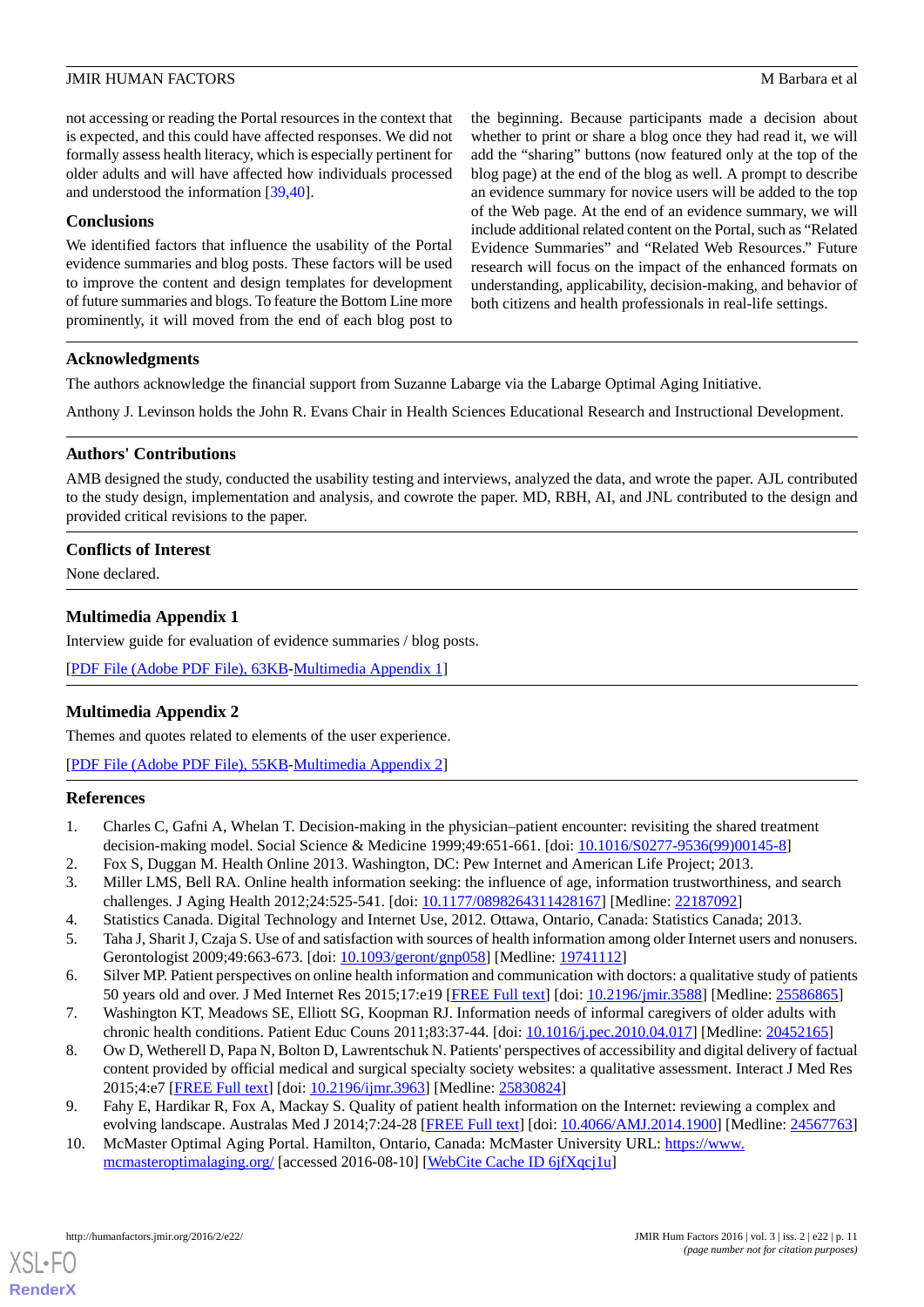not accessing or reading the Portal resources in the context that is expected, and this could have affected responses. We did not formally assess health literacy, which is especially pertinent for older adults and will have affected how individuals processed and understood the information [39,40].

### Conclusions

We identified factors that influence the usability of the Portal evidence summaries and blog posts. These factors will be used to improve the content and design templates for development of future summaries and blogs. To feature the Bottom Line more prominently, it will moved from the end of each blog post to the beginning. Because participants made a decision about whether to print or share a blog once they had read it, we will add the "sharing" buttons (now featured only at the top of the blog page) at the end of the blog as well. A prompt to describe an evidence summary for novice users will be added to the top of the Web page. At the end of an evidence summary, we will include additional related content on the Portal, such as "Related Evidence Summaries" and "Related Web Resources." Future research will focus on the impact of the enhanced formats on understanding, applicability, decision-making, and behavior of both citizens and health professionals in real-life settings.

## Acknowledgments

The authors acknowledge the financial support from Suzanne Labarge via the Labarge Optimal Aging Initiative.

Anthony J. Levinson holds the John R. Evans Chair in Health Sciences Educational Research and Instructional Development.

## Authors' Contributions

AMB designed the study, conducted the usability testing and interviews, analyzed the data, and wrote the paper. AJL contributed to the study design, implementation and analysis, and cowrote the paper. MD, RBH, AI, and JNL contributed to the design and provided critical revisions to the paper.

## Conflicts of Interest

None declared.

## Multimedia Appendix 1

Interview guide for evaluation of evidence summaries / blog posts.

[PDF File (Adobe PDF File), 63KB-Multimedia Appendix 1]

## Multimedia Appendix 2

Themes and quotes related to elements of the user experience.

[PDF File (Adobe PDF File), 55KB-Multimedia Appendix 2]

## References

1. Charles C, Gafni A, Whelan T. Decision-making in the physician–patient encounter: revisiting the shared treatment decision-making model. Social Science & Medicine 1999;49:651-661. [doi: 10.1016/S0277-9536(99)00145-8]
2. Fox S, Duggan M. Health Online 2013. Washington, DC: Pew Internet and American Life Project; 2013.
3. Miller LMS, Bell RA. Online health information seeking: the influence of age, information trustworthiness, and search challenges. J Aging Health 2012;24:525-541. [doi: 10.1177/0898264311428167] [Medline: 22187092]
4. Statistics Canada. Digital Technology and Internet Use, 2012. Ottawa, Ontario, Canada: Statistics Canada; 2013.
5. Taha J, Sharit J, Czaja S. Use of and satisfaction with sources of health information among older Internet users and nonusers. Gerontologist 2009;49:663-673. [doi: 10.1093/geront/gnp058] [Medline: 19741112]
6. Silver MP. Patient perspectives on online health information and communication with doctors: a qualitative study of patients 50 years old and over. J Med Internet Res 2015;17:e19 [FREE Full text] [doi: 10.2196/jmir.3588] [Medline: 25586865]
7. Washington KT, Meadows SE, Elliott SG, Koopman RJ. Information needs of informal caregivers of older adults with chronic health conditions. Patient Educ Couns 2011;83:37-44. [doi: 10.1016/j.pec.2010.04.017] [Medline: 20452165]
8. Ow D, Wetherell D, Papa N, Bolton D, Lawrentschuk N. Patients' perspectives of accessibility and digital delivery of factual content provided by official medical and surgical specialty society websites: a qualitative assessment. Interact J Med Res 2015;4:e7 [FREE Full text] [doi: 10.2196/ijmr.3963] [Medline: 25830824]
9. Fahy E, Hardikar R, Fox A, Mackay S. Quality of patient health information on the Internet: reviewing a complex and evolving landscape. Australas Med J 2014;7:24-28 [FREE Full text] [doi: 10.4066/AMJ.2014.1900] [Medline: 24567763]
10. McMaster Optimal Aging Portal. Hamilton, Ontario, Canada: McMaster University URL: https://www.mcmasteroptimalaging.org/ [accessed 2016-08-10] [WebCite Cache ID 6jfXqcj1u]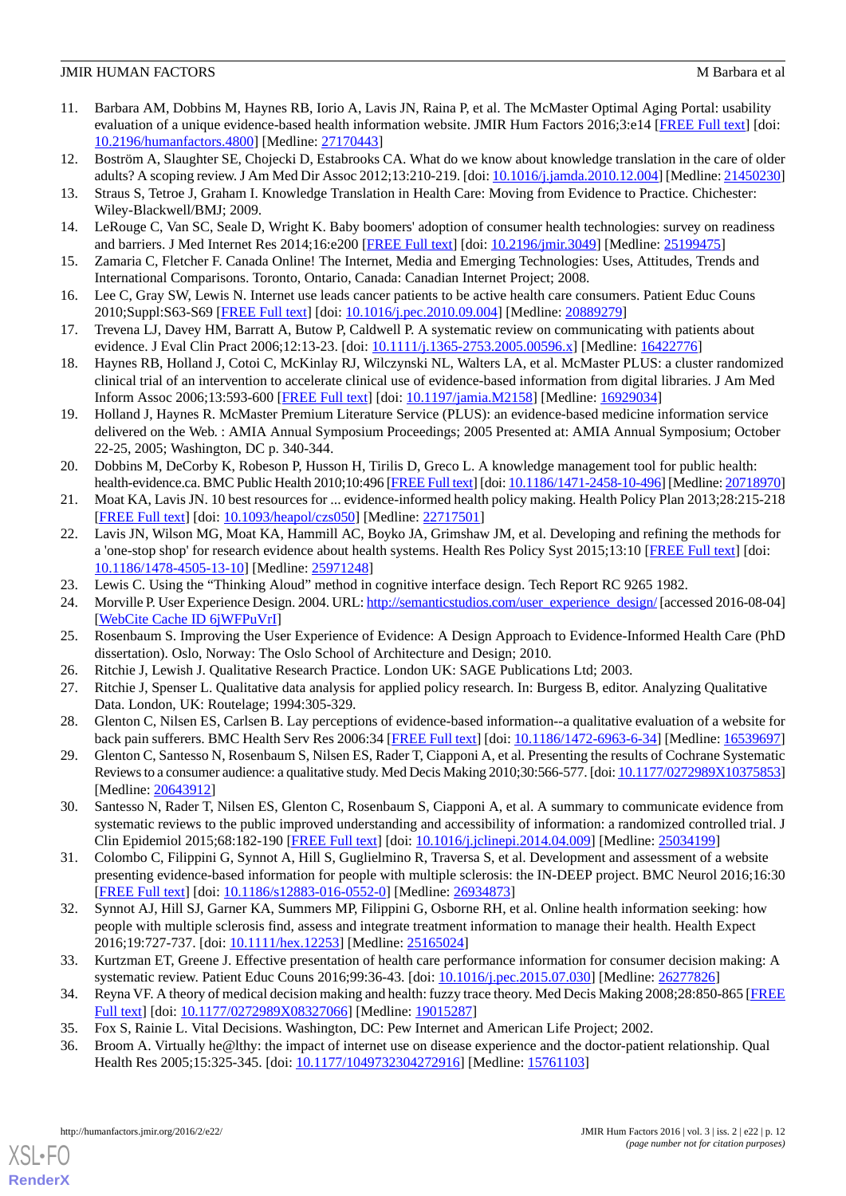11. Barbara AM, Dobbins M, Haynes RB, Iorio A, Lavis JN, Raina P, et al. The McMaster Optimal Aging Portal: usability evaluation of a unique evidence-based health information website. JMIR Hum Factors 2016;3:e14 [FREE Full text] [doi: 10.2196/humanfactors.4800] [Medline: 27170443]
12. Boström A, Slaughter SE, Chojecki D, Estabrooks CA. What do we know about knowledge translation in the care of older adults? A scoping review. J Am Med Dir Assoc 2012;13:210-219. [doi: 10.1016/j.jamda.2010.12.004] [Medline: 21450230]
13. Straus S, Tetroe J, Graham I. Knowledge Translation in Health Care: Moving from Evidence to Practice. Chichester: Wiley-Blackwell/BMJ; 2009.
14. LeRouge C, Van SC, Seale D, Wright K. Baby boomers' adoption of consumer health technologies: survey on readiness and barriers. J Med Internet Res 2014;16:e200 [FREE Full text] [doi: 10.2196/jmir.3049] [Medline: 25199475]
15. Zamaria C, Fletcher F. Canada Online! The Internet, Media and Emerging Technologies: Uses, Attitudes, Trends and International Comparisons. Toronto, Ontario, Canada: Canadian Internet Project; 2008.
16. Lee C, Gray SW, Lewis N. Internet use leads cancer patients to be active health care consumers. Patient Educ Couns 2010;Suppl:S63-S69 [FREE Full text] [doi: 10.1016/j.pec.2010.09.004] [Medline: 20889279]
17. Trevena LJ, Davey HM, Barratt A, Butow P, Caldwell P. A systematic review on communicating with patients about evidence. J Eval Clin Pract 2006;12:13-23. [doi: 10.1111/j.1365-2753.2005.00596.x] [Medline: 16422776]
18. Haynes RB, Holland J, Cotoi C, McKinlay RJ, Wilczynski NL, Walters LA, et al. McMaster PLUS: a cluster randomized clinical trial of an intervention to accelerate clinical use of evidence-based information from digital libraries. J Am Med Inform Assoc 2006;13:593-600 [FREE Full text] [doi: 10.1197/jamia.M2158] [Medline: 16929034]
19. Holland J, Haynes R. McMaster Premium Literature Service (PLUS): an evidence-based medicine information service delivered on the Web. : AMIA Annual Symposium Proceedings; 2005 Presented at: AMIA Annual Symposium; October 22-25, 2005; Washington, DC p. 340-344.
20. Dobbins M, DeCorby K, Robeson P, Husson H, Tirilis D, Greco L. A knowledge management tool for public health: health-evidence.ca. BMC Public Health 2010;10:496 [FREE Full text] [doi: 10.1186/1471-2458-10-496] [Medline: 20718970]
21. Moat KA, Lavis JN. 10 best resources for ... evidence-informed health policy making. Health Policy Plan 2013;28:215-218 [FREE Full text] [doi: 10.1093/heapol/czs050] [Medline: 22717501]
22. Lavis JN, Wilson MG, Moat KA, Hammill AC, Boyko JA, Grimshaw JM, et al. Developing and refining the methods for a 'one-stop shop' for research evidence about health systems. Health Res Policy Syst 2015;13:10 [FREE Full text] [doi: 10.1186/1478-4505-13-10] [Medline: 25971248]
23. Lewis C. Using the "Thinking Aloud" method in cognitive interface design. Tech Report RC 9265 1982.
24. Morville P. User Experience Design. 2004. URL: http://semanticstudios.com/user_experience_design/ [accessed 2016-08-04] [WebCite Cache ID 6jWFPuVrI]
25. Rosenbaum S. Improving the User Experience of Evidence: A Design Approach to Evidence-Informed Health Care (PhD dissertation). Oslo, Norway: The Oslo School of Architecture and Design; 2010.
26. Ritchie J, Lewish J. Qualitative Research Practice. London UK: SAGE Publications Ltd; 2003.
27. Ritchie J, Spenser L. Qualitative data analysis for applied policy research. In: Burgess B, editor. Analyzing Qualitative Data. London, UK: Routelage; 1994:305-329.
28. Glenton C, Nilsen ES, Carlsen B. Lay perceptions of evidence-based information--a qualitative evaluation of a website for back pain sufferers. BMC Health Serv Res 2006:34 [FREE Full text] [doi: 10.1186/1472-6963-6-34] [Medline: 16539697]
29. Glenton C, Santesso N, Rosenbaum S, Nilsen ES, Rader T, Ciapponi A, et al. Presenting the results of Cochrane Systematic Reviews to a consumer audience: a qualitative study. Med Decis Making 2010;30:566-577. [doi: 10.1177/0272989X10375853] [Medline: 20643912]
30. Santesso N, Rader T, Nilsen ES, Glenton C, Rosenbaum S, Ciapponi A, et al. A summary to communicate evidence from systematic reviews to the public improved understanding and accessibility of information: a randomized controlled trial. J Clin Epidemiol 2015;68:182-190 [FREE Full text] [doi: 10.1016/j.jclinepi.2014.04.009] [Medline: 25034199]
31. Colombo C, Filippini G, Synnot A, Hill S, Guglielmino R, Traversa S, et al. Development and assessment of a website presenting evidence-based information for people with multiple sclerosis: the IN-DEEP project. BMC Neurol 2016;16:30 [FREE Full text] [doi: 10.1186/s12883-016-0552-0] [Medline: 26934873]
32. Synnot AJ, Hill SJ, Garner KA, Summers MP, Filippini G, Osborne RH, et al. Online health information seeking: how people with multiple sclerosis find, assess and integrate treatment information to manage their health. Health Expect 2016;19:727-737. [doi: 10.1111/hex.12253] [Medline: 25165024]
33. Kurtzman ET, Greene J. Effective presentation of health care performance information for consumer decision making: A systematic review. Patient Educ Couns 2016;99:36-43. [doi: 10.1016/j.pec.2015.07.030] [Medline: 26277826]
34. Reyna VF. A theory of medical decision making and health: fuzzy trace theory. Med Decis Making 2008;28:850-865 [FREE Full text] [doi: 10.1177/0272989X08327066] [Medline: 19015287]
35. Fox S, Rainie L. Vital Decisions. Washington, DC: Pew Internet and American Life Project; 2002.
36. Broom A. Virtually he@lthy: the impact of internet use on disease experience and the doctor-patient relationship. Qual Health Res 2005;15:325-345. [doi: 10.1177/1049732304272916] [Medline: 15761103]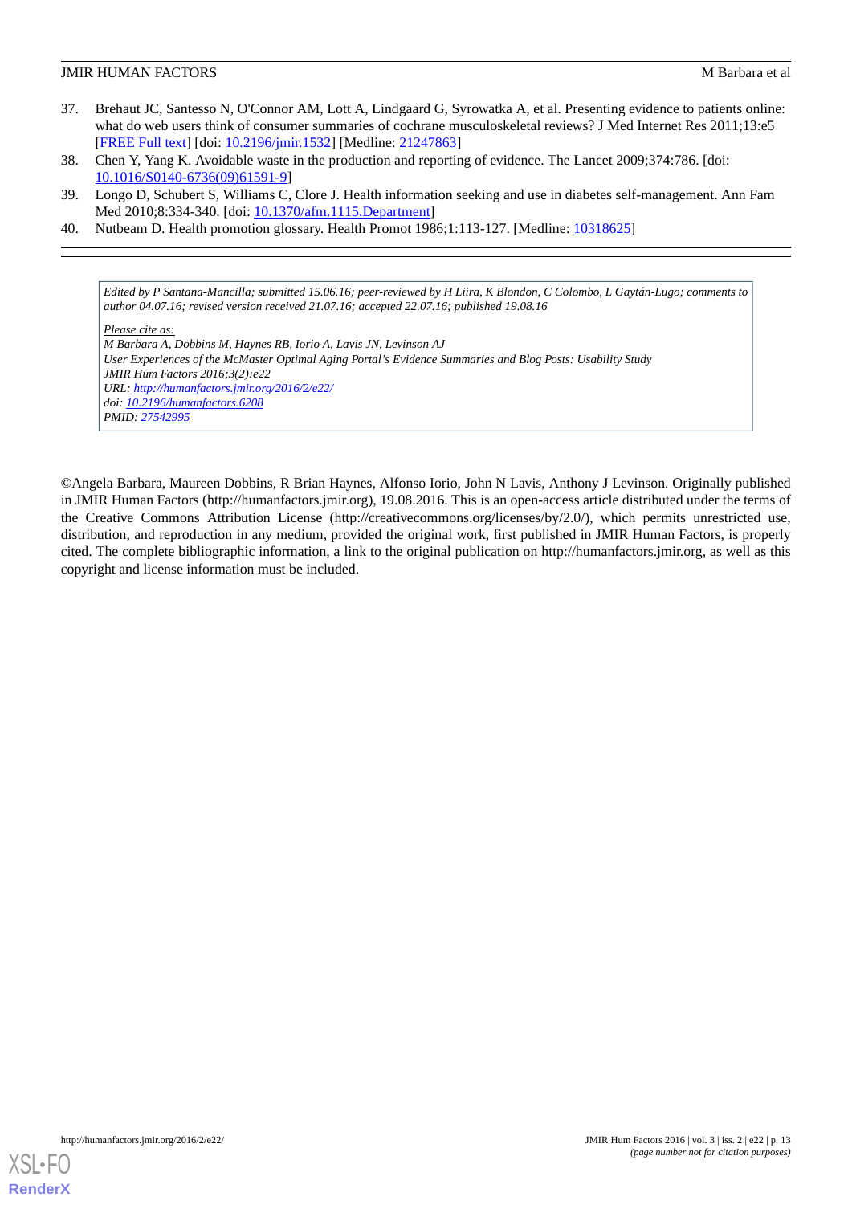37. Brehaut JC, Santesso N, O'Connor AM, Lott A, Lindgaard G, Syrowatka A, et al. Presenting evidence to patients online: what do web users think of consumer summaries of cochrane musculoskeletal reviews? J Med Internet Res 2011;13:e5 [FREE Full text] [doi: 10.2196/jmir.1532] [Medline: 21247863]
38. Chen Y, Yang K. Avoidable waste in the production and reporting of evidence. The Lancet 2009;374:786. [doi: 10.1016/S0140-6736(09)61591-9]
39. Longo D, Schubert S, Williams C, Clore J. Health information seeking and use in diabetes self-management. Ann Fam Med 2010;8:334-340. [doi: 10.1370/afm.1115.Department]
40. Nutbeam D. Health promotion glossary. Health Promot 1986;1:113-127. [Medline: 10318625]

---

*Edited by P Santana-Mancilla; submitted 15.06.16; peer-reviewed by H Liira, K Blondon, C Colombo, L Gaytán-Lugo; comments to author 04.07.16; revised version received 21.07.16; accepted 22.07.16; published 19.08.16*

*Please cite as:*
*M Barbara A, Dobbins M, Haynes RB, Iorio A, Lavis JN, Levinson AJ*
*User Experiences of the McMaster Optimal Aging Portal's Evidence Summaries and Blog Posts: Usability Study*
*JMIR Hum Factors 2016;3(2):e22*
*URL: http://humanfactors.jmir.org/2016/2/e22/*
*doi: 10.2196/humanfactors.6208*
*PMID: 27542995*

©Angela Barbara, Maureen Dobbins, R Brian Haynes, Alfonso Iorio, John N Lavis, Anthony J Levinson. Originally published in JMIR Human Factors (http://humanfactors.jmir.org), 19.08.2016. This is an open-access article distributed under the terms of the Creative Commons Attribution License (http://creativecommons.org/licenses/by/2.0/), which permits unrestricted use, distribution, and reproduction in any medium, provided the original work, first published in JMIR Human Factors, is properly cited. The complete bibliographic information, a link to the original publication on http://humanfactors.jmir.org, as well as this copyright and license information must be included.